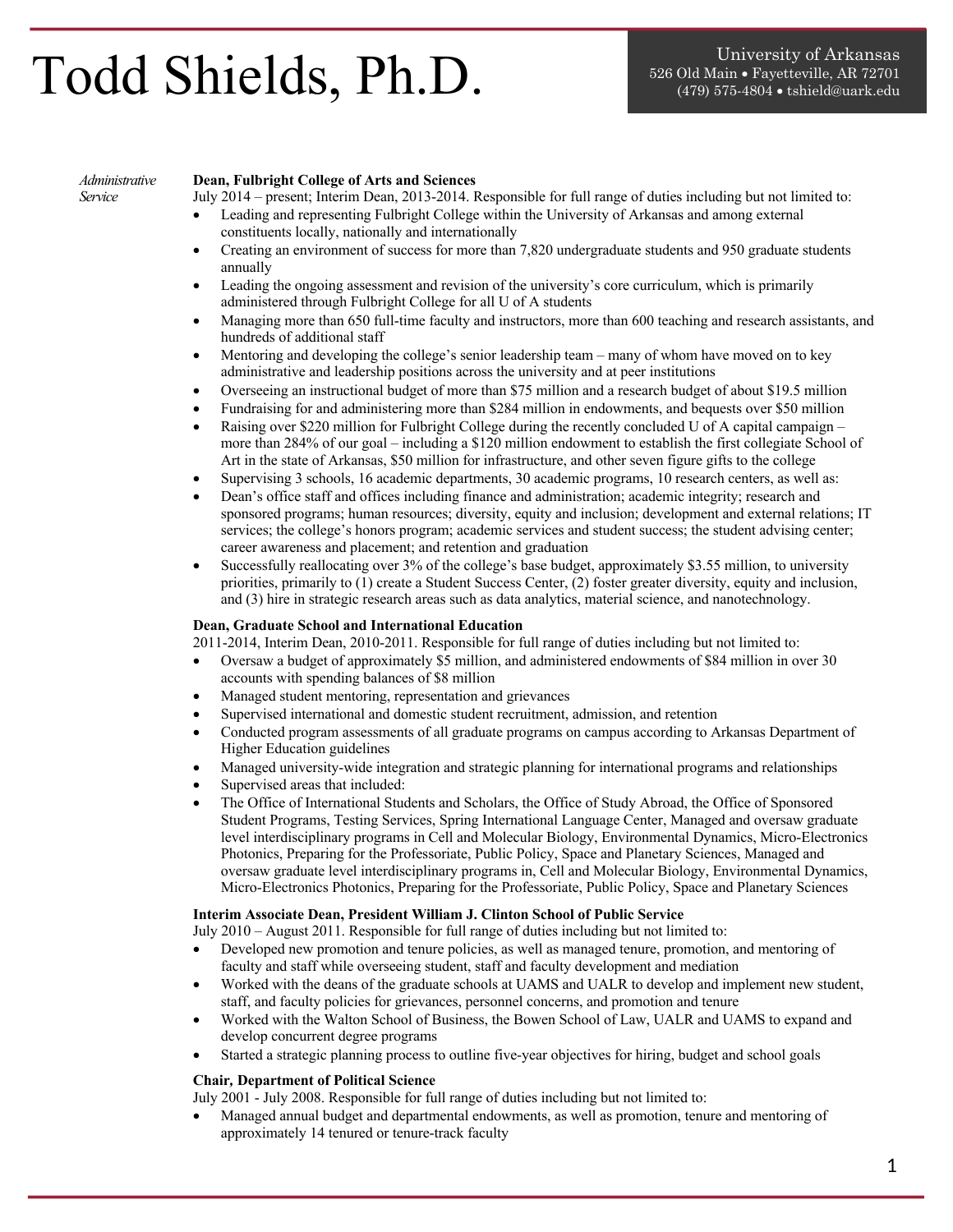# Todd Shields, Ph.D.

University of Arkansas
526 Old Main • Fayetteville, AR 72701
(479) 575-4804 • tshield@uark.edu

## *Administrative Service*

**Dean, Fulbright College of Arts and Sciences**
July 2014 – present; Interim Dean, 2013-2014. Responsible for full range of duties including but not limited to:

- Leading and representing Fulbright College within the University of Arkansas and among external constituents locally, nationally and internationally
- Creating an environment of success for more than 7,820 undergraduate students and 950 graduate students annually
- Leading the ongoing assessment and revision of the university's core curriculum, which is primarily administered through Fulbright College for all U of A students
- Managing more than 650 full-time faculty and instructors, more than 600 teaching and research assistants, and hundreds of additional staff
- Mentoring and developing the college's senior leadership team – many of whom have moved on to key administrative and leadership positions across the university and at peer institutions
- Overseeing an instructional budget of more than $75 million and a research budget of about $19.5 million
- Fundraising for and administering more than $284 million in endowments, and bequests over $50 million
- Raising over $220 million for Fulbright College during the recently concluded U of A capital campaign – more than 284% of our goal – including a $120 million endowment to establish the first collegiate School of Art in the state of Arkansas, $50 million for infrastructure, and other seven figure gifts to the college
- Supervising 3 schools, 16 academic departments, 30 academic programs, 10 research centers, as well as:
- Dean's office staff and offices including finance and administration; academic integrity; research and sponsored programs; human resources; diversity, equity and inclusion; development and external relations; IT services; the college's honors program; academic services and student success; the student advising center; career awareness and placement; and retention and graduation
- Successfully reallocating over 3% of the college's base budget, approximately $3.55 million, to university priorities, primarily to (1) create a Student Success Center, (2) foster greater diversity, equity and inclusion, and (3) hire in strategic research areas such as data analytics, material science, and nanotechnology.

**Dean, Graduate School and International Education**
2011-2014, Interim Dean, 2010-2011. Responsible for full range of duties including but not limited to:

- Oversaw a budget of approximately $5 million, and administered endowments of $84 million in over 30 accounts with spending balances of $8 million
- Managed student mentoring, representation and grievances
- Supervised international and domestic student recruitment, admission, and retention
- Conducted program assessments of all graduate programs on campus according to Arkansas Department of Higher Education guidelines
- Managed university-wide integration and strategic planning for international programs and relationships
- Supervised areas that included:
- The Office of International Students and Scholars, the Office of Study Abroad, the Office of Sponsored Student Programs, Testing Services, Spring International Language Center, Managed and oversaw graduate level interdisciplinary programs in Cell and Molecular Biology, Environmental Dynamics, Micro-Electronics Photonics, Preparing for the Professoriate, Public Policy, Space and Planetary Sciences, Managed and oversaw graduate level interdisciplinary programs in, Cell and Molecular Biology, Environmental Dynamics, Micro-Electronics Photonics, Preparing for the Professoriate, Public Policy, Space and Planetary Sciences

**Interim Associate Dean, President William J. Clinton School of Public Service**
July 2010 – August 2011. Responsible for full range of duties including but not limited to:

- Developed new promotion and tenure policies, as well as managed tenure, promotion, and mentoring of faculty and staff while overseeing student, staff and faculty development and mediation
- Worked with the deans of the graduate schools at UAMS and UALR to develop and implement new student, staff, and faculty policies for grievances, personnel concerns, and promotion and tenure
- Worked with the Walton School of Business, the Bowen School of Law, UALR and UAMS to expand and develop concurrent degree programs
- Started a strategic planning process to outline five-year objectives for hiring, budget and school goals

**Chair, Department of Political Science**
July 2001 - July 2008. Responsible for full range of duties including but not limited to:

- Managed annual budget and departmental endowments, as well as promotion, tenure and mentoring of approximately 14 tenured or tenure-track faculty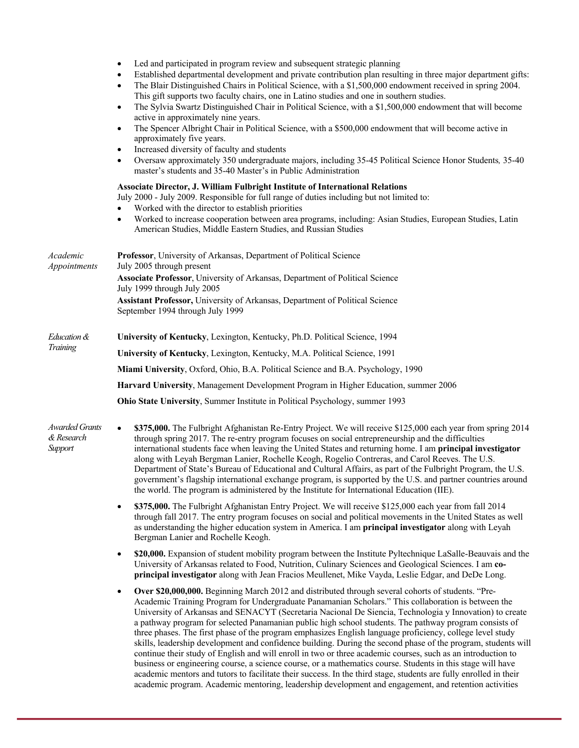- Led and participated in program review and subsequent strategic planning
- Established departmental development and private contribution plan resulting in three major department gifts:
- The Blair Distinguished Chairs in Political Science, with a $1,500,000 endowment received in spring 2004. This gift supports two faculty chairs, one in Latino studies and one in southern studies.
- The Sylvia Swartz Distinguished Chair in Political Science, with a $1,500,000 endowment that will become active in approximately nine years.
- The Spencer Albright Chair in Political Science, with a $500,000 endowment that will become active in approximately five years.
- Increased diversity of faculty and students
- Oversaw approximately 350 undergraduate majors, including 35-45 Political Science Honor Students*,* 35-40 master's students and 35-40 Master's in Public Administration

**Associate Director, J. William Fulbright Institute of International Relations**
July 2000 - July 2009. Responsible for full range of duties including but not limited to:

- Worked with the director to establish priorities
- Worked to increase cooperation between area programs, including: Asian Studies, European Studies, Latin American Studies, Middle Eastern Studies, and Russian Studies

*Academic Appointments*

**Professor**, University of Arkansas, Department of Political Science
July 2005 through present

**Associate Professor**, University of Arkansas, Department of Political Science
July 1999 through July 2005

**Assistant Professor,** University of Arkansas, Department of Political Science
September 1994 through July 1999

*Education & Training*

**University of Kentucky**, Lexington, Kentucky, Ph.D. Political Science, 1994

**University of Kentucky**, Lexington, Kentucky, M.A. Political Science, 1991

**Miami University**, Oxford, Ohio, B.A. Political Science and B.A. Psychology, 1990

**Harvard University**, Management Development Program in Higher Education, summer 2006

**Ohio State University**, Summer Institute in Political Psychology, summer 1993

*Awarded Grants & Research Support*

- **$375,000.** The Fulbright Afghanistan Re-Entry Project. We will receive $125,000 each year from spring 2014 through spring 2017. The re-entry program focuses on social entrepreneurship and the difficulties international students face when leaving the United States and returning home. I am **principal investigator** along with Leyah Bergman Lanier, Rochelle Keogh, Rogelio Contreras, and Carol Reeves. The U.S. Department of State's Bureau of Educational and Cultural Affairs, as part of the Fulbright Program, the U.S. government's flagship international exchange program, is supported by the U.S. and partner countries around the world. The program is administered by the Institute for International Education (IIE).

- **$375,000.** The Fulbright Afghanistan Entry Project. We will receive $125,000 each year from fall 2014 through fall 2017. The entry program focuses on social and political movements in the United States as well as understanding the higher education system in America. I am **principal investigator** along with Leyah Bergman Lanier and Rochelle Keogh.

- **$20,000.** Expansion of student mobility program between the Institute Pyltechnique LaSalle-Beauvais and the University of Arkansas related to Food, Nutrition, Culinary Sciences and Geological Sciences. I am **co-principal investigator** along with Jean Fracios Meullenet, Mike Vayda, Leslie Edgar, and DeDe Long.

- **Over $20,000,000.** Beginning March 2012 and distributed through several cohorts of students. "Pre-Academic Training Program for Undergraduate Panamanian Scholars." This collaboration is between the University of Arkansas and SENACYT (Secretaria Nacional De Siencia, Technologia y Innovation) to create a pathway program for selected Panamanian public high school students. The pathway program consists of three phases. The first phase of the program emphasizes English language proficiency, college level study skills, leadership development and confidence building. During the second phase of the program, students will continue their study of English and will enroll in two or three academic courses, such as an introduction to business or engineering course, a science course, or a mathematics course. Students in this stage will have academic mentors and tutors to facilitate their success. In the third stage, students are fully enrolled in their academic program. Academic mentoring, leadership development and engagement, and retention activities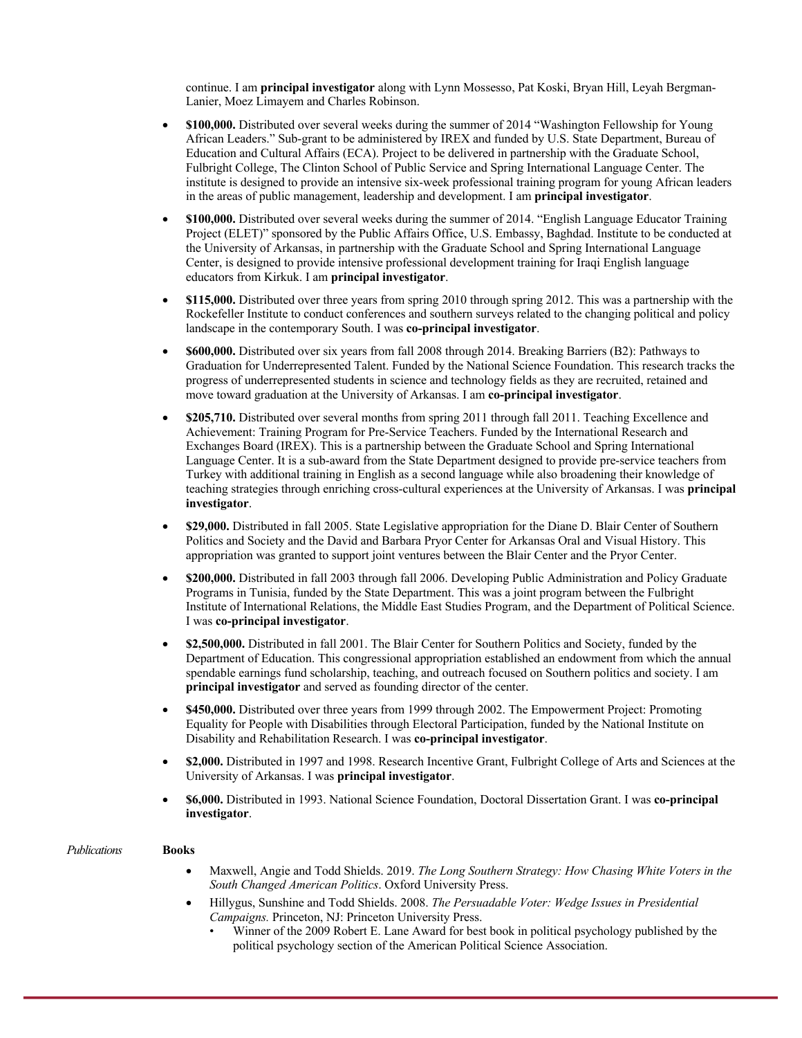continue. I am **principal investigator** along with Lynn Mossesso, Pat Koski, Bryan Hill, Leyah Bergman-Lanier, Moez Limayem and Charles Robinson.

- **$100,000.** Distributed over several weeks during the summer of 2014 "Washington Fellowship for Young African Leaders." Sub-grant to be administered by IREX and funded by U.S. State Department, Bureau of Education and Cultural Affairs (ECA). Project to be delivered in partnership with the Graduate School, Fulbright College, The Clinton School of Public Service and Spring International Language Center. The institute is designed to provide an intensive six-week professional training program for young African leaders in the areas of public management, leadership and development. I am **principal investigator**.
- **$100,000.** Distributed over several weeks during the summer of 2014. "English Language Educator Training Project (ELET)" sponsored by the Public Affairs Office, U.S. Embassy, Baghdad. Institute to be conducted at the University of Arkansas, in partnership with the Graduate School and Spring International Language Center, is designed to provide intensive professional development training for Iraqi English language educators from Kirkuk. I am **principal investigator**.
- **$115,000.** Distributed over three years from spring 2010 through spring 2012. This was a partnership with the Rockefeller Institute to conduct conferences and southern surveys related to the changing political and policy landscape in the contemporary South. I was **co-principal investigator**.
- **$600,000.** Distributed over six years from fall 2008 through 2014. Breaking Barriers (B2): Pathways to Graduation for Underrepresented Talent. Funded by the National Science Foundation. This research tracks the progress of underrepresented students in science and technology fields as they are recruited, retained and move toward graduation at the University of Arkansas. I am **co-principal investigator**.
- **$205,710.** Distributed over several months from spring 2011 through fall 2011. Teaching Excellence and Achievement: Training Program for Pre-Service Teachers. Funded by the International Research and Exchanges Board (IREX). This is a partnership between the Graduate School and Spring International Language Center. It is a sub-award from the State Department designed to provide pre-service teachers from Turkey with additional training in English as a second language while also broadening their knowledge of teaching strategies through enriching cross-cultural experiences at the University of Arkansas. I was **principal investigator**.
- **$29,000.** Distributed in fall 2005. State Legislative appropriation for the Diane D. Blair Center of Southern Politics and Society and the David and Barbara Pryor Center for Arkansas Oral and Visual History. This appropriation was granted to support joint ventures between the Blair Center and the Pryor Center.
- **$200,000.** Distributed in fall 2003 through fall 2006. Developing Public Administration and Policy Graduate Programs in Tunisia, funded by the State Department. This was a joint program between the Fulbright Institute of International Relations, the Middle East Studies Program, and the Department of Political Science. I was **co-principal investigator**.
- **$2,500,000.** Distributed in fall 2001. The Blair Center for Southern Politics and Society, funded by the Department of Education. This congressional appropriation established an endowment from which the annual spendable earnings fund scholarship, teaching, and outreach focused on Southern politics and society. I am **principal investigator** and served as founding director of the center.
- **$450,000.** Distributed over three years from 1999 through 2002. The Empowerment Project: Promoting Equality for People with Disabilities through Electoral Participation, funded by the National Institute on Disability and Rehabilitation Research. I was **co-principal investigator**.
- **$2,000.** Distributed in 1997 and 1998. Research Incentive Grant, Fulbright College of Arts and Sciences at the University of Arkansas. I was **principal investigator**.
- **$6,000.** Distributed in 1993. National Science Foundation, Doctoral Dissertation Grant. I was **co-principal investigator**.

*Publications*

**Books**

- Maxwell, Angie and Todd Shields. 2019. *The Long Southern Strategy: How Chasing White Voters in the South Changed American Politics*. Oxford University Press.
- Hillygus, Sunshine and Todd Shields. 2008. *The Persuadable Voter: Wedge Issues in Presidential Campaigns.* Princeton, NJ: Princeton University Press.
  - Winner of the 2009 Robert E. Lane Award for best book in political psychology published by the political psychology section of the American Political Science Association.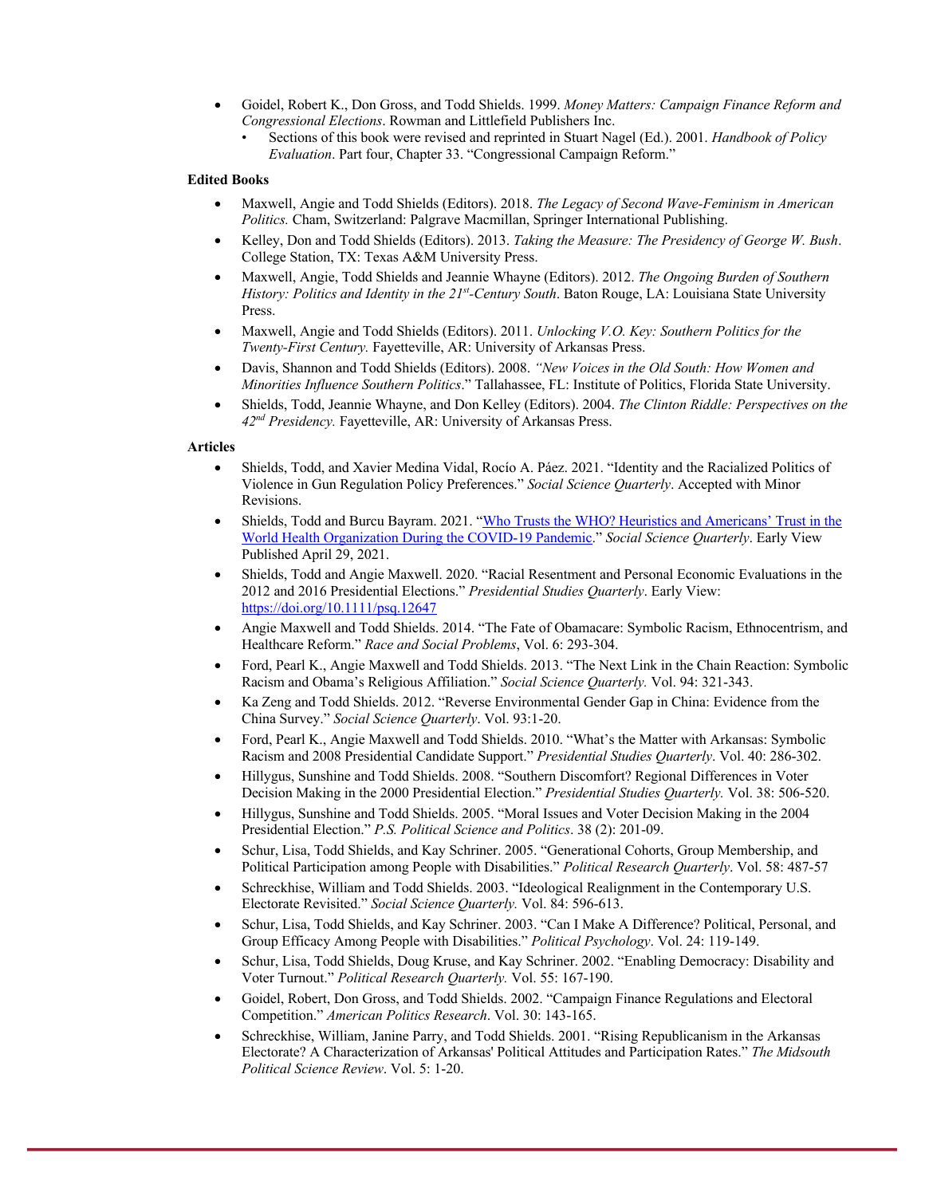- Goidel, Robert K., Don Gross, and Todd Shields. 1999. *Money Matters: Campaign Finance Reform and Congressional Elections*. Rowman and Littlefield Publishers Inc.
  - Sections of this book were revised and reprinted in Stuart Nagel (Ed.). 2001. *Handbook of Policy Evaluation*. Part four, Chapter 33. "Congressional Campaign Reform."

**Edited Books**

- Maxwell, Angie and Todd Shields (Editors). 2018. *The Legacy of Second Wave-Feminism in American Politics.* Cham, Switzerland: Palgrave Macmillan, Springer International Publishing.
- Kelley, Don and Todd Shields (Editors). 2013. *Taking the Measure: The Presidency of George W. Bush*. College Station, TX: Texas A&M University Press.
- Maxwell, Angie, Todd Shields and Jeannie Whayne (Editors). 2012. *The Ongoing Burden of Southern History: Politics and Identity in the 21st-Century South*. Baton Rouge, LA: Louisiana State University Press.
- Maxwell, Angie and Todd Shields (Editors). 2011. *Unlocking V.O. Key: Southern Politics for the Twenty-First Century.* Fayetteville, AR: University of Arkansas Press.
- Davis, Shannon and Todd Shields (Editors). 2008. *"New Voices in the Old South: How Women and Minorities Influence Southern Politics*." Tallahassee, FL: Institute of Politics, Florida State University.
- Shields, Todd, Jeannie Whayne, and Don Kelley (Editors). 2004. *The Clinton Riddle: Perspectives on the 42nd Presidency.* Fayetteville, AR: University of Arkansas Press.

**Articles**

- Shields, Todd, and Xavier Medina Vidal, Rocío A. Páez. 2021. "Identity and the Racialized Politics of Violence in Gun Regulation Policy Preferences." *Social Science Quarterly*. Accepted with Minor Revisions.
- Shields, Todd and Burcu Bayram. 2021. "Who Trusts the WHO? Heuristics and Americans' Trust in the World Health Organization During the COVID-19 Pandemic." *Social Science Quarterly*. Early View Published April 29, 2021.
- Shields, Todd and Angie Maxwell. 2020. "Racial Resentment and Personal Economic Evaluations in the 2012 and 2016 Presidential Elections." *Presidential Studies Quarterly*. Early View: https://doi.org/10.1111/psq.12647
- Angie Maxwell and Todd Shields. 2014. "The Fate of Obamacare: Symbolic Racism, Ethnocentrism, and Healthcare Reform." *Race and Social Problems*, Vol. 6: 293-304.
- Ford, Pearl K., Angie Maxwell and Todd Shields. 2013. "The Next Link in the Chain Reaction: Symbolic Racism and Obama's Religious Affiliation." *Social Science Quarterly.* Vol. 94: 321-343.
- Ka Zeng and Todd Shields. 2012. "Reverse Environmental Gender Gap in China: Evidence from the China Survey." *Social Science Quarterly*. Vol. 93:1-20.
- Ford, Pearl K., Angie Maxwell and Todd Shields. 2010. "What's the Matter with Arkansas: Symbolic Racism and 2008 Presidential Candidate Support." *Presidential Studies Quarterly*. Vol. 40: 286-302.
- Hillygus, Sunshine and Todd Shields. 2008. "Southern Discomfort? Regional Differences in Voter Decision Making in the 2000 Presidential Election." *Presidential Studies Quarterly.* Vol. 38: 506-520.
- Hillygus, Sunshine and Todd Shields. 2005. "Moral Issues and Voter Decision Making in the 2004 Presidential Election." *P.S. Political Science and Politics*. 38 (2): 201-09.
- Schur, Lisa, Todd Shields, and Kay Schriner. 2005. "Generational Cohorts, Group Membership, and Political Participation among People with Disabilities." *Political Research Quarterly*. Vol. 58: 487-57
- Schreckhise, William and Todd Shields. 2003. "Ideological Realignment in the Contemporary U.S. Electorate Revisited." *Social Science Quarterly.* Vol. 84: 596-613.
- Schur, Lisa, Todd Shields, and Kay Schriner. 2003. "Can I Make A Difference? Political, Personal, and Group Efficacy Among People with Disabilities." *Political Psychology*. Vol. 24: 119-149.
- Schur, Lisa, Todd Shields, Doug Kruse, and Kay Schriner. 2002. "Enabling Democracy: Disability and Voter Turnout." *Political Research Quarterly.* Vol. 55: 167-190.
- Goidel, Robert, Don Gross, and Todd Shields. 2002. "Campaign Finance Regulations and Electoral Competition." *American Politics Research*. Vol. 30: 143-165.
- Schreckhise, William, Janine Parry, and Todd Shields. 2001. "Rising Republicanism in the Arkansas Electorate? A Characterization of Arkansas' Political Attitudes and Participation Rates." *The Midsouth Political Science Review*. Vol. 5: 1-20.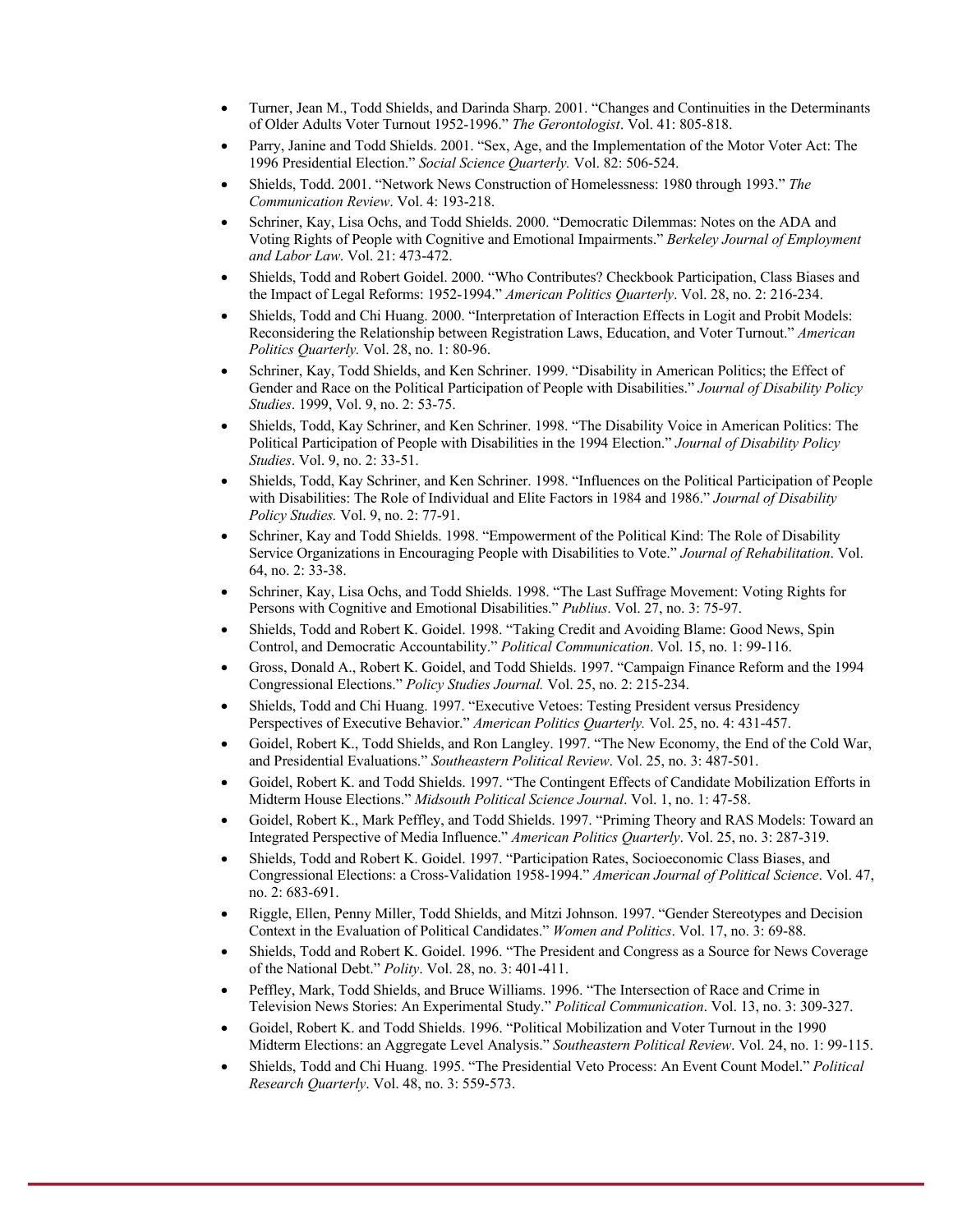- Turner, Jean M., Todd Shields, and Darinda Sharp. 2001. "Changes and Continuities in the Determinants of Older Adults Voter Turnout 1952-1996." *The Gerontologist*. Vol. 41: 805-818.
- Parry, Janine and Todd Shields. 2001. "Sex, Age, and the Implementation of the Motor Voter Act: The 1996 Presidential Election." *Social Science Quarterly.* Vol. 82: 506-524.
- Shields, Todd. 2001. "Network News Construction of Homelessness: 1980 through 1993." *The Communication Review*. Vol. 4: 193-218.
- Schriner, Kay, Lisa Ochs, and Todd Shields. 2000. "Democratic Dilemmas: Notes on the ADA and Voting Rights of People with Cognitive and Emotional Impairments." *Berkeley Journal of Employment and Labor Law*. Vol. 21: 473-472.
- Shields, Todd and Robert Goidel. 2000. "Who Contributes? Checkbook Participation, Class Biases and the Impact of Legal Reforms: 1952-1994." *American Politics Quarterly*. Vol. 28, no. 2: 216-234.
- Shields, Todd and Chi Huang. 2000. "Interpretation of Interaction Effects in Logit and Probit Models: Reconsidering the Relationship between Registration Laws, Education, and Voter Turnout." *American Politics Quarterly.* Vol. 28, no. 1: 80-96.
- Schriner, Kay, Todd Shields, and Ken Schriner. 1999. "Disability in American Politics; the Effect of Gender and Race on the Political Participation of People with Disabilities." *Journal of Disability Policy Studies*. 1999, Vol. 9, no. 2: 53-75.
- Shields, Todd, Kay Schriner, and Ken Schriner. 1998. "The Disability Voice in American Politics: The Political Participation of People with Disabilities in the 1994 Election." *Journal of Disability Policy Studies*. Vol. 9, no. 2: 33-51.
- Shields, Todd, Kay Schriner, and Ken Schriner. 1998. "Influences on the Political Participation of People with Disabilities: The Role of Individual and Elite Factors in 1984 and 1986." *Journal of Disability Policy Studies.* Vol. 9, no. 2: 77-91.
- Schriner, Kay and Todd Shields. 1998. "Empowerment of the Political Kind: The Role of Disability Service Organizations in Encouraging People with Disabilities to Vote." *Journal of Rehabilitation*. Vol. 64, no. 2: 33-38.
- Schriner, Kay, Lisa Ochs, and Todd Shields. 1998. "The Last Suffrage Movement: Voting Rights for Persons with Cognitive and Emotional Disabilities." *Publius*. Vol. 27, no. 3: 75-97.
- Shields, Todd and Robert K. Goidel. 1998. "Taking Credit and Avoiding Blame: Good News, Spin Control, and Democratic Accountability." *Political Communication*. Vol. 15, no. 1: 99-116.
- Gross, Donald A., Robert K. Goidel, and Todd Shields. 1997. "Campaign Finance Reform and the 1994 Congressional Elections." *Policy Studies Journal.* Vol. 25, no. 2: 215-234.
- Shields, Todd and Chi Huang. 1997. "Executive Vetoes: Testing President versus Presidency Perspectives of Executive Behavior." *American Politics Quarterly.* Vol. 25, no. 4: 431-457.
- Goidel, Robert K., Todd Shields, and Ron Langley. 1997. "The New Economy, the End of the Cold War, and Presidential Evaluations." *Southeastern Political Review*. Vol. 25, no. 3: 487-501.
- Goidel, Robert K. and Todd Shields. 1997. "The Contingent Effects of Candidate Mobilization Efforts in Midterm House Elections." *Midsouth Political Science Journal*. Vol. 1, no. 1: 47-58.
- Goidel, Robert K., Mark Peffley, and Todd Shields. 1997. "Priming Theory and RAS Models: Toward an Integrated Perspective of Media Influence." *American Politics Quarterly*. Vol. 25, no. 3: 287-319.
- Shields, Todd and Robert K. Goidel. 1997. "Participation Rates, Socioeconomic Class Biases, and Congressional Elections: a Cross-Validation 1958-1994." *American Journal of Political Science*. Vol. 47, no. 2: 683-691.
- Riggle, Ellen, Penny Miller, Todd Shields, and Mitzi Johnson. 1997. "Gender Stereotypes and Decision Context in the Evaluation of Political Candidates." *Women and Politics*. Vol. 17, no. 3: 69-88.
- Shields, Todd and Robert K. Goidel. 1996. "The President and Congress as a Source for News Coverage of the National Debt." *Polity*. Vol. 28, no. 3: 401-411.
- Peffley, Mark, Todd Shields, and Bruce Williams. 1996. "The Intersection of Race and Crime in Television News Stories: An Experimental Study." *Political Communication*. Vol. 13, no. 3: 309-327.
- Goidel, Robert K. and Todd Shields. 1996. "Political Mobilization and Voter Turnout in the 1990 Midterm Elections: an Aggregate Level Analysis." *Southeastern Political Review*. Vol. 24, no. 1: 99-115.
- Shields, Todd and Chi Huang. 1995. "The Presidential Veto Process: An Event Count Model." *Political Research Quarterly*. Vol. 48, no. 3: 559-573.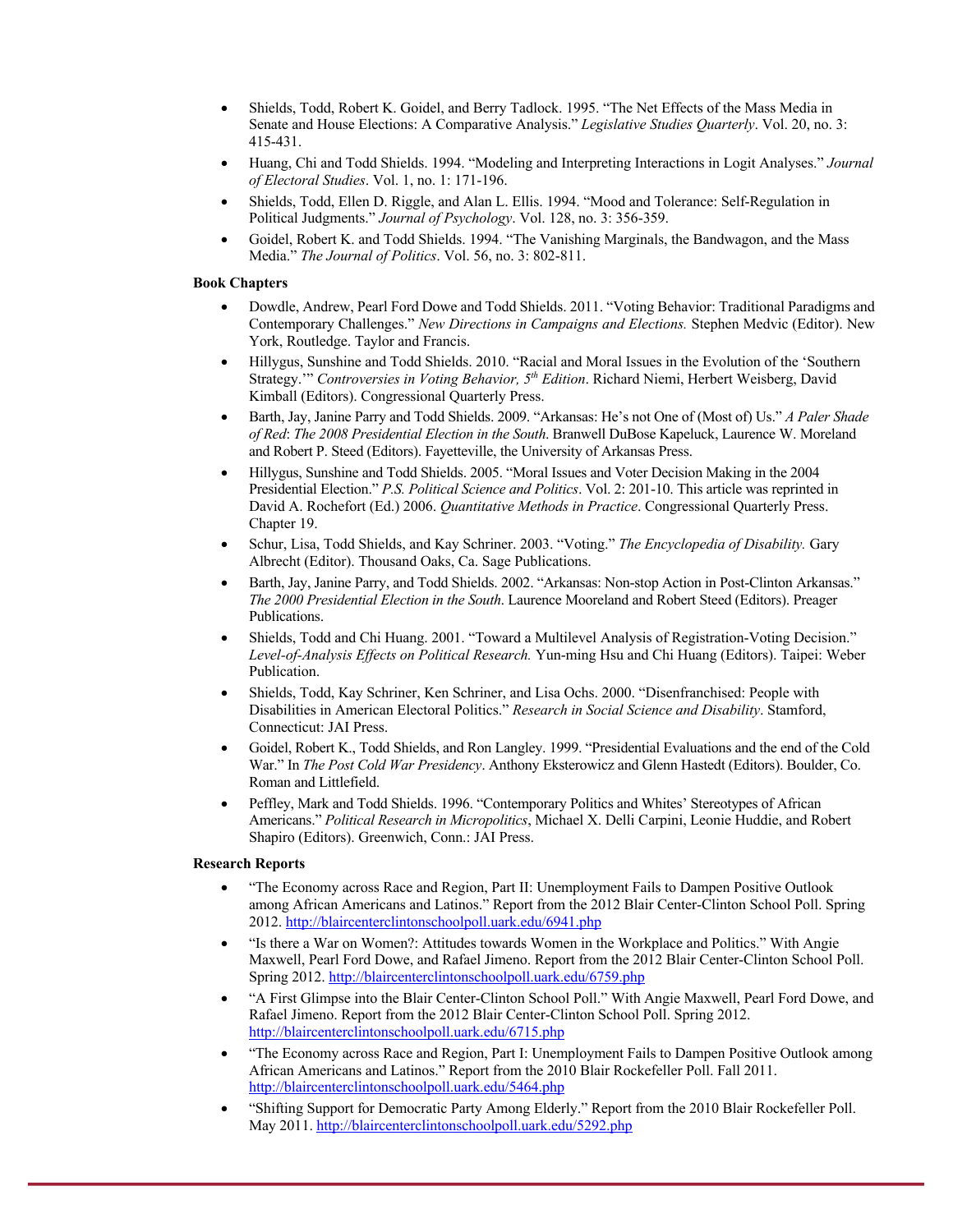- Shields, Todd, Robert K. Goidel, and Berry Tadlock. 1995. "The Net Effects of the Mass Media in Senate and House Elections: A Comparative Analysis." *Legislative Studies Quarterly*. Vol. 20, no. 3: 415-431.
- Huang, Chi and Todd Shields. 1994. "Modeling and Interpreting Interactions in Logit Analyses." *Journal of Electoral Studies*. Vol. 1, no. 1: 171-196.
- Shields, Todd, Ellen D. Riggle, and Alan L. Ellis. 1994. "Mood and Tolerance: Self-Regulation in Political Judgments." *Journal of Psychology*. Vol. 128, no. 3: 356-359.
- Goidel, Robert K. and Todd Shields. 1994. "The Vanishing Marginals, the Bandwagon, and the Mass Media." *The Journal of Politics*. Vol. 56, no. 3: 802-811.

**Book Chapters**

- Dowdle, Andrew, Pearl Ford Dowe and Todd Shields. 2011. "Voting Behavior: Traditional Paradigms and Contemporary Challenges." *New Directions in Campaigns and Elections.* Stephen Medvic (Editor). New York, Routledge. Taylor and Francis.
- Hillygus, Sunshine and Todd Shields. 2010. "Racial and Moral Issues in the Evolution of the 'Southern Strategy.'" *Controversies in Voting Behavior, 5th Edition*. Richard Niemi, Herbert Weisberg, David Kimball (Editors). Congressional Quarterly Press.
- Barth, Jay, Janine Parry and Todd Shields. 2009. "Arkansas: He's not One of (Most of) Us." *A Paler Shade of Red*: *The 2008 Presidential Election in the South*. Branwell DuBose Kapeluck, Laurence W. Moreland and Robert P. Steed (Editors). Fayetteville, the University of Arkansas Press.
- Hillygus, Sunshine and Todd Shields. 2005. "Moral Issues and Voter Decision Making in the 2004 Presidential Election." *P.S. Political Science and Politics*. Vol. 2: 201-10. This article was reprinted in David A. Rochefort (Ed.) 2006. *Quantitative Methods in Practice*. Congressional Quarterly Press. Chapter 19.
- Schur, Lisa, Todd Shields, and Kay Schriner. 2003. "Voting." *The Encyclopedia of Disability.* Gary Albrecht (Editor). Thousand Oaks, Ca. Sage Publications.
- Barth, Jay, Janine Parry, and Todd Shields. 2002. "Arkansas: Non-stop Action in Post-Clinton Arkansas." *The 2000 Presidential Election in the South*. Laurence Mooreland and Robert Steed (Editors). Preager Publications.
- Shields, Todd and Chi Huang. 2001. "Toward a Multilevel Analysis of Registration-Voting Decision." *Level-of-Analysis Effects on Political Research.* Yun-ming Hsu and Chi Huang (Editors). Taipei: Weber Publication.
- Shields, Todd, Kay Schriner, Ken Schriner, and Lisa Ochs. 2000. "Disenfranchised: People with Disabilities in American Electoral Politics." *Research in Social Science and Disability*. Stamford, Connecticut: JAI Press.
- Goidel, Robert K., Todd Shields, and Ron Langley. 1999. "Presidential Evaluations and the end of the Cold War." In *The Post Cold War Presidency*. Anthony Eksterowicz and Glenn Hastedt (Editors). Boulder, Co. Roman and Littlefield.
- Peffley, Mark and Todd Shields. 1996. "Contemporary Politics and Whites' Stereotypes of African Americans." *Political Research in Micropolitics*, Michael X. Delli Carpini, Leonie Huddie, and Robert Shapiro (Editors). Greenwich, Conn.: JAI Press.

**Research Reports**

- "The Economy across Race and Region, Part II: Unemployment Fails to Dampen Positive Outlook among African Americans and Latinos." Report from the 2012 Blair Center-Clinton School Poll. Spring 2012. http://blaircenterclintonschoolpoll.uark.edu/6941.php
- "Is there a War on Women?: Attitudes towards Women in the Workplace and Politics." With Angie Maxwell, Pearl Ford Dowe, and Rafael Jimeno. Report from the 2012 Blair Center-Clinton School Poll. Spring 2012. http://blaircenterclintonschoolpoll.uark.edu/6759.php
- "A First Glimpse into the Blair Center-Clinton School Poll." With Angie Maxwell, Pearl Ford Dowe, and Rafael Jimeno. Report from the 2012 Blair Center-Clinton School Poll. Spring 2012. http://blaircenterclintonschoolpoll.uark.edu/6715.php
- "The Economy across Race and Region, Part I: Unemployment Fails to Dampen Positive Outlook among African Americans and Latinos." Report from the 2010 Blair Rockefeller Poll. Fall 2011. http://blaircenterclintonschoolpoll.uark.edu/5464.php
- "Shifting Support for Democratic Party Among Elderly." Report from the 2010 Blair Rockefeller Poll. May 2011. http://blaircenterclintonschoolpoll.uark.edu/5292.php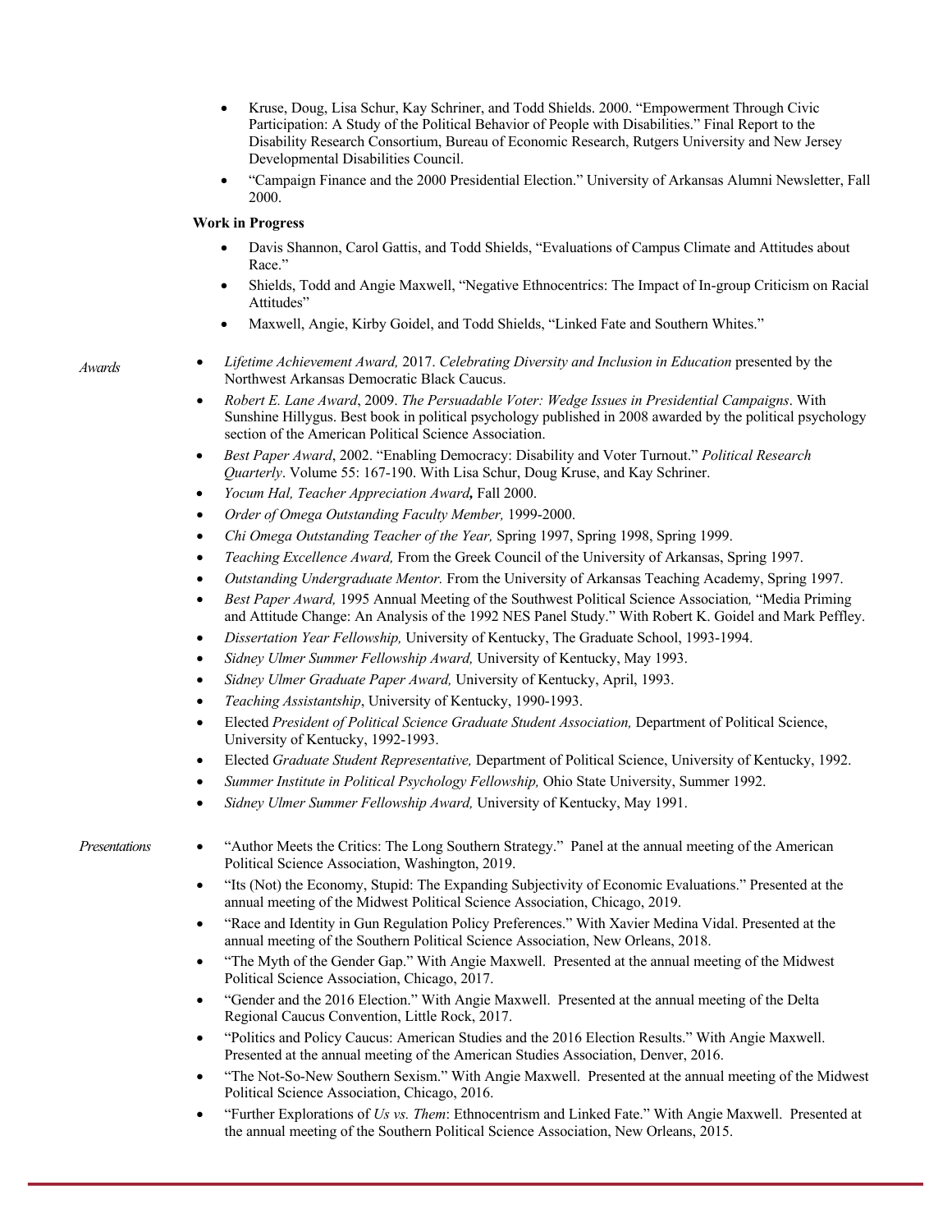- Kruse, Doug, Lisa Schur, Kay Schriner, and Todd Shields. 2000. "Empowerment Through Civic Participation: A Study of the Political Behavior of People with Disabilities." Final Report to the Disability Research Consortium, Bureau of Economic Research, Rutgers University and New Jersey Developmental Disabilities Council.
- "Campaign Finance and the 2000 Presidential Election." University of Arkansas Alumni Newsletter, Fall 2000.

**Work in Progress**

- Davis Shannon, Carol Gattis, and Todd Shields, "Evaluations of Campus Climate and Attitudes about Race."
- Shields, Todd and Angie Maxwell, "Negative Ethnocentrics: The Impact of In-group Criticism on Racial Attitudes"
- Maxwell, Angie, Kirby Goidel, and Todd Shields, "Linked Fate and Southern Whites."

*Awards*

- *Lifetime Achievement Award,* 2017. *Celebrating Diversity and Inclusion in Education* presented by the Northwest Arkansas Democratic Black Caucus.
- *Robert E. Lane Award*, 2009. *The Persuadable Voter: Wedge Issues in Presidential Campaigns*. With Sunshine Hillygus. Best book in political psychology published in 2008 awarded by the political psychology section of the American Political Science Association.
- *Best Paper Award*, 2002. "Enabling Democracy: Disability and Voter Turnout." *Political Research Quarterly*. Volume 55: 167-190. With Lisa Schur, Doug Kruse, and Kay Schriner.
- *Yocum Hal, Teacher Appreciation Award*, Fall 2000.
- *Order of Omega Outstanding Faculty Member,* 1999-2000.
- *Chi Omega Outstanding Teacher of the Year,* Spring 1997, Spring 1998, Spring 1999.
- *Teaching Excellence Award,* From the Greek Council of the University of Arkansas, Spring 1997.
- *Outstanding Undergraduate Mentor.* From the University of Arkansas Teaching Academy, Spring 1997.
- *Best Paper Award,* 1995 Annual Meeting of the Southwest Political Science Association*,* "Media Priming and Attitude Change: An Analysis of the 1992 NES Panel Study." With Robert K. Goidel and Mark Peffley.
- *Dissertation Year Fellowship,* University of Kentucky, The Graduate School, 1993-1994.
- *Sidney Ulmer Summer Fellowship Award,* University of Kentucky, May 1993.
- *Sidney Ulmer Graduate Paper Award,* University of Kentucky, April, 1993.
- *Teaching Assistantship*, University of Kentucky, 1990-1993.
- Elected *President of Political Science Graduate Student Association,* Department of Political Science, University of Kentucky, 1992-1993.
- Elected *Graduate Student Representative,* Department of Political Science, University of Kentucky, 1992.
- *Summer Institute in Political Psychology Fellowship,* Ohio State University, Summer 1992.
- *Sidney Ulmer Summer Fellowship Award,* University of Kentucky, May 1991.

*Presentations*

- "Author Meets the Critics: The Long Southern Strategy." Panel at the annual meeting of the American Political Science Association, Washington, 2019.
- "Its (Not) the Economy, Stupid: The Expanding Subjectivity of Economic Evaluations." Presented at the annual meeting of the Midwest Political Science Association, Chicago, 2019.
- "Race and Identity in Gun Regulation Policy Preferences." With Xavier Medina Vidal. Presented at the annual meeting of the Southern Political Science Association, New Orleans, 2018.
- "The Myth of the Gender Gap." With Angie Maxwell. Presented at the annual meeting of the Midwest Political Science Association, Chicago, 2017.
- "Gender and the 2016 Election." With Angie Maxwell. Presented at the annual meeting of the Delta Regional Caucus Convention, Little Rock, 2017.
- "Politics and Policy Caucus: American Studies and the 2016 Election Results." With Angie Maxwell. Presented at the annual meeting of the American Studies Association, Denver, 2016.
- "The Not-So-New Southern Sexism." With Angie Maxwell. Presented at the annual meeting of the Midwest Political Science Association, Chicago, 2016.
- "Further Explorations of *Us vs. Them*: Ethnocentrism and Linked Fate." With Angie Maxwell. Presented at the annual meeting of the Southern Political Science Association, New Orleans, 2015.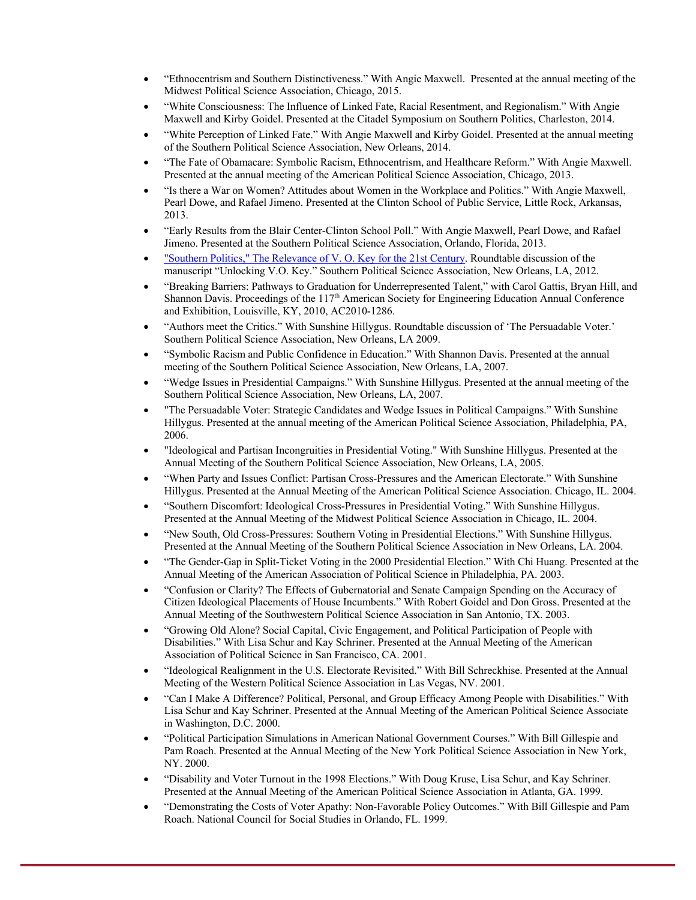- "Ethnocentrism and Southern Distinctiveness." With Angie Maxwell. Presented at the annual meeting of the Midwest Political Science Association, Chicago, 2015.
- "White Consciousness: The Influence of Linked Fate, Racial Resentment, and Regionalism." With Angie Maxwell and Kirby Goidel. Presented at the Citadel Symposium on Southern Politics, Charleston, 2014.
- "White Perception of Linked Fate." With Angie Maxwell and Kirby Goidel. Presented at the annual meeting of the Southern Political Science Association, New Orleans, 2014.
- "The Fate of Obamacare: Symbolic Racism, Ethnocentrism, and Healthcare Reform." With Angie Maxwell. Presented at the annual meeting of the American Political Science Association, Chicago, 2013.
- "Is there a War on Women? Attitudes about Women in the Workplace and Politics." With Angie Maxwell, Pearl Dowe, and Rafael Jimeno. Presented at the Clinton School of Public Service, Little Rock, Arkansas, 2013.
- "Early Results from the Blair Center-Clinton School Poll." With Angie Maxwell, Pearl Dowe, and Rafael Jimeno. Presented at the Southern Political Science Association, Orlando, Florida, 2013.
- "Southern Politics," The Relevance of V. O. Key for the 21st Century. Roundtable discussion of the manuscript "Unlocking V.O. Key." Southern Political Science Association, New Orleans, LA, 2012.
- "Breaking Barriers: Pathways to Graduation for Underrepresented Talent," with Carol Gattis, Bryan Hill, and Shannon Davis. Proceedings of the 117th American Society for Engineering Education Annual Conference and Exhibition, Louisville, KY, 2010, AC2010-1286.
- "Authors meet the Critics." With Sunshine Hillygus. Roundtable discussion of 'The Persuadable Voter.' Southern Political Science Association, New Orleans, LA 2009.
- "Symbolic Racism and Public Confidence in Education." With Shannon Davis. Presented at the annual meeting of the Southern Political Science Association, New Orleans, LA, 2007.
- "Wedge Issues in Presidential Campaigns." With Sunshine Hillygus. Presented at the annual meeting of the Southern Political Science Association, New Orleans, LA, 2007.
- "The Persuadable Voter: Strategic Candidates and Wedge Issues in Political Campaigns." With Sunshine Hillygus. Presented at the annual meeting of the American Political Science Association, Philadelphia, PA, 2006.
- "Ideological and Partisan Incongruities in Presidential Voting." With Sunshine Hillygus. Presented at the Annual Meeting of the Southern Political Science Association, New Orleans, LA, 2005.
- "When Party and Issues Conflict: Partisan Cross-Pressures and the American Electorate." With Sunshine Hillygus. Presented at the Annual Meeting of the American Political Science Association. Chicago, IL. 2004.
- "Southern Discomfort: Ideological Cross-Pressures in Presidential Voting." With Sunshine Hillygus. Presented at the Annual Meeting of the Midwest Political Science Association in Chicago, IL. 2004.
- "New South, Old Cross-Pressures: Southern Voting in Presidential Elections." With Sunshine Hillygus. Presented at the Annual Meeting of the Southern Political Science Association in New Orleans, LA. 2004.
- "The Gender-Gap in Split-Ticket Voting in the 2000 Presidential Election." With Chi Huang. Presented at the Annual Meeting of the American Association of Political Science in Philadelphia, PA. 2003.
- "Confusion or Clarity? The Effects of Gubernatorial and Senate Campaign Spending on the Accuracy of Citizen Ideological Placements of House Incumbents." With Robert Goidel and Don Gross. Presented at the Annual Meeting of the Southwestern Political Science Association in San Antonio, TX. 2003.
- "Growing Old Alone? Social Capital, Civic Engagement, and Political Participation of People with Disabilities." With Lisa Schur and Kay Schriner. Presented at the Annual Meeting of the American Association of Political Science in San Francisco, CA. 2001.
- "Ideological Realignment in the U.S. Electorate Revisited." With Bill Schreckhise. Presented at the Annual Meeting of the Western Political Science Association in Las Vegas, NV. 2001.
- "Can I Make A Difference? Political, Personal, and Group Efficacy Among People with Disabilities." With Lisa Schur and Kay Schriner. Presented at the Annual Meeting of the American Political Science Associate in Washington, D.C. 2000.
- "Political Participation Simulations in American National Government Courses." With Bill Gillespie and Pam Roach. Presented at the Annual Meeting of the New York Political Science Association in New York, NY. 2000.
- "Disability and Voter Turnout in the 1998 Elections." With Doug Kruse, Lisa Schur, and Kay Schriner. Presented at the Annual Meeting of the American Political Science Association in Atlanta, GA. 1999.
- "Demonstrating the Costs of Voter Apathy: Non-Favorable Policy Outcomes." With Bill Gillespie and Pam Roach. National Council for Social Studies in Orlando, FL. 1999.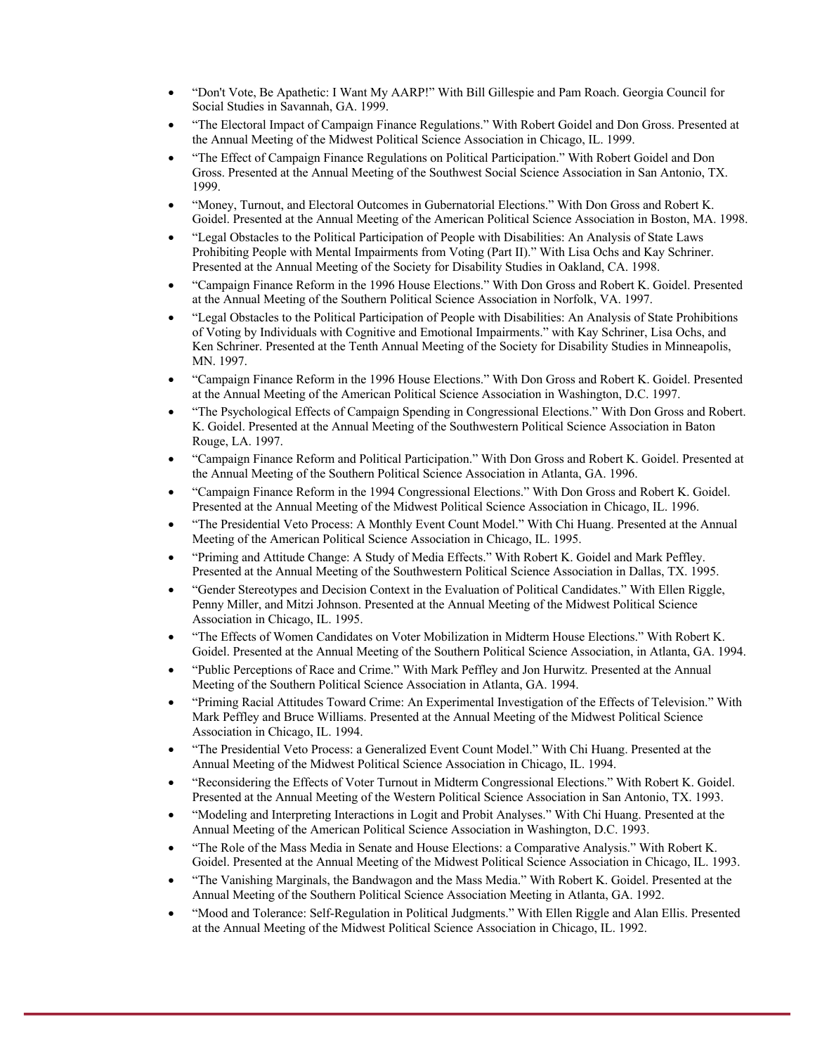- "Don't Vote, Be Apathetic: I Want My AARP!" With Bill Gillespie and Pam Roach. Georgia Council for Social Studies in Savannah, GA. 1999.
- "The Electoral Impact of Campaign Finance Regulations." With Robert Goidel and Don Gross. Presented at the Annual Meeting of the Midwest Political Science Association in Chicago, IL. 1999.
- "The Effect of Campaign Finance Regulations on Political Participation." With Robert Goidel and Don Gross. Presented at the Annual Meeting of the Southwest Social Science Association in San Antonio, TX. 1999.
- "Money, Turnout, and Electoral Outcomes in Gubernatorial Elections." With Don Gross and Robert K. Goidel. Presented at the Annual Meeting of the American Political Science Association in Boston, MA. 1998.
- "Legal Obstacles to the Political Participation of People with Disabilities: An Analysis of State Laws Prohibiting People with Mental Impairments from Voting (Part II)." With Lisa Ochs and Kay Schriner. Presented at the Annual Meeting of the Society for Disability Studies in Oakland, CA. 1998.
- "Campaign Finance Reform in the 1996 House Elections." With Don Gross and Robert K. Goidel. Presented at the Annual Meeting of the Southern Political Science Association in Norfolk, VA. 1997.
- "Legal Obstacles to the Political Participation of People with Disabilities: An Analysis of State Prohibitions of Voting by Individuals with Cognitive and Emotional Impairments." with Kay Schriner, Lisa Ochs, and Ken Schriner. Presented at the Tenth Annual Meeting of the Society for Disability Studies in Minneapolis, MN. 1997.
- "Campaign Finance Reform in the 1996 House Elections." With Don Gross and Robert K. Goidel. Presented at the Annual Meeting of the American Political Science Association in Washington, D.C. 1997.
- "The Psychological Effects of Campaign Spending in Congressional Elections." With Don Gross and Robert. K. Goidel. Presented at the Annual Meeting of the Southwestern Political Science Association in Baton Rouge, LA. 1997.
- "Campaign Finance Reform and Political Participation." With Don Gross and Robert K. Goidel. Presented at the Annual Meeting of the Southern Political Science Association in Atlanta, GA. 1996.
- "Campaign Finance Reform in the 1994 Congressional Elections." With Don Gross and Robert K. Goidel. Presented at the Annual Meeting of the Midwest Political Science Association in Chicago, IL. 1996.
- "The Presidential Veto Process: A Monthly Event Count Model." With Chi Huang. Presented at the Annual Meeting of the American Political Science Association in Chicago, IL. 1995.
- "Priming and Attitude Change: A Study of Media Effects." With Robert K. Goidel and Mark Peffley. Presented at the Annual Meeting of the Southwestern Political Science Association in Dallas, TX. 1995.
- "Gender Stereotypes and Decision Context in the Evaluation of Political Candidates." With Ellen Riggle, Penny Miller, and Mitzi Johnson. Presented at the Annual Meeting of the Midwest Political Science Association in Chicago, IL. 1995.
- "The Effects of Women Candidates on Voter Mobilization in Midterm House Elections." With Robert K. Goidel. Presented at the Annual Meeting of the Southern Political Science Association, in Atlanta, GA. 1994.
- "Public Perceptions of Race and Crime." With Mark Peffley and Jon Hurwitz. Presented at the Annual Meeting of the Southern Political Science Association in Atlanta, GA. 1994.
- "Priming Racial Attitudes Toward Crime: An Experimental Investigation of the Effects of Television." With Mark Peffley and Bruce Williams. Presented at the Annual Meeting of the Midwest Political Science Association in Chicago, IL. 1994.
- "The Presidential Veto Process: a Generalized Event Count Model." With Chi Huang. Presented at the Annual Meeting of the Midwest Political Science Association in Chicago, IL. 1994.
- "Reconsidering the Effects of Voter Turnout in Midterm Congressional Elections." With Robert K. Goidel. Presented at the Annual Meeting of the Western Political Science Association in San Antonio, TX. 1993.
- "Modeling and Interpreting Interactions in Logit and Probit Analyses." With Chi Huang. Presented at the Annual Meeting of the American Political Science Association in Washington, D.C. 1993.
- "The Role of the Mass Media in Senate and House Elections: a Comparative Analysis." With Robert K. Goidel. Presented at the Annual Meeting of the Midwest Political Science Association in Chicago, IL. 1993.
- "The Vanishing Marginals, the Bandwagon and the Mass Media." With Robert K. Goidel. Presented at the Annual Meeting of the Southern Political Science Association Meeting in Atlanta, GA. 1992.
- "Mood and Tolerance: Self-Regulation in Political Judgments." With Ellen Riggle and Alan Ellis. Presented at the Annual Meeting of the Midwest Political Science Association in Chicago, IL. 1992.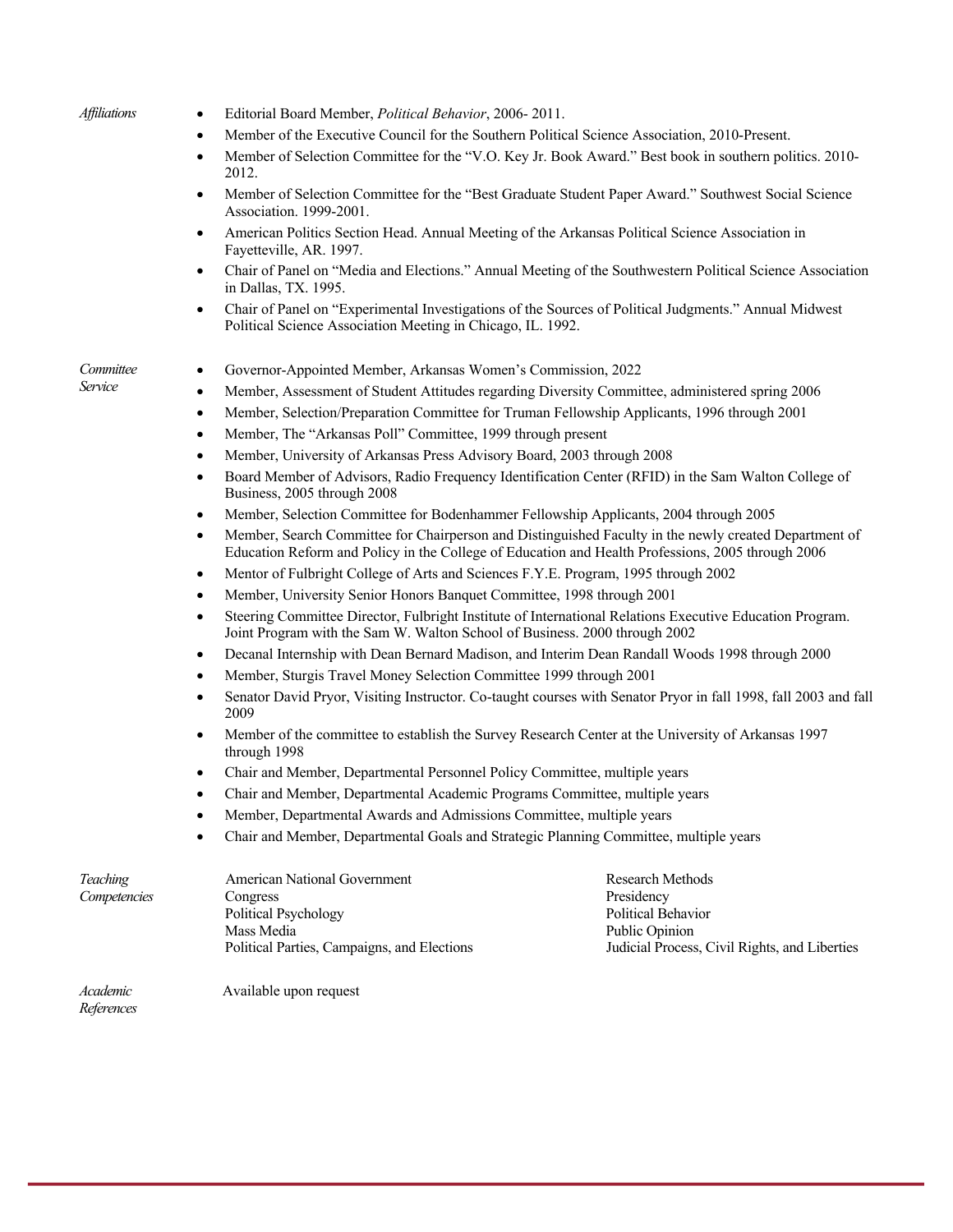*Affiliations*

- Editorial Board Member, *Political Behavior*, 2006- 2011.
- Member of the Executive Council for the Southern Political Science Association, 2010-Present.
- Member of Selection Committee for the "V.O. Key Jr. Book Award." Best book in southern politics. 2010-2012.
- Member of Selection Committee for the "Best Graduate Student Paper Award." Southwest Social Science Association. 1999-2001.
- American Politics Section Head. Annual Meeting of the Arkansas Political Science Association in Fayetteville, AR. 1997.
- Chair of Panel on "Media and Elections." Annual Meeting of the Southwestern Political Science Association in Dallas, TX. 1995.
- Chair of Panel on "Experimental Investigations of the Sources of Political Judgments." Annual Midwest Political Science Association Meeting in Chicago, IL. 1992.

*Committee Service*

- Governor-Appointed Member, Arkansas Women's Commission, 2022
- Member, Assessment of Student Attitudes regarding Diversity Committee, administered spring 2006
- Member, Selection/Preparation Committee for Truman Fellowship Applicants, 1996 through 2001
- Member, The "Arkansas Poll" Committee, 1999 through present
- Member, University of Arkansas Press Advisory Board, 2003 through 2008
- Board Member of Advisors, Radio Frequency Identification Center (RFID) in the Sam Walton College of Business, 2005 through 2008
- Member, Selection Committee for Bodenhammer Fellowship Applicants, 2004 through 2005
- Member, Search Committee for Chairperson and Distinguished Faculty in the newly created Department of Education Reform and Policy in the College of Education and Health Professions, 2005 through 2006
- Mentor of Fulbright College of Arts and Sciences F.Y.E. Program, 1995 through 2002
- Member, University Senior Honors Banquet Committee, 1998 through 2001
- Steering Committee Director, Fulbright Institute of International Relations Executive Education Program. Joint Program with the Sam W. Walton School of Business. 2000 through 2002
- Decanal Internship with Dean Bernard Madison, and Interim Dean Randall Woods 1998 through 2000
- Member, Sturgis Travel Money Selection Committee 1999 through 2001
- Senator David Pryor, Visiting Instructor. Co-taught courses with Senator Pryor in fall 1998, fall 2003 and fall 2009
- Member of the committee to establish the Survey Research Center at the University of Arkansas 1997 through 1998
- Chair and Member, Departmental Personnel Policy Committee, multiple years
- Chair and Member, Departmental Academic Programs Committee, multiple years
- Member, Departmental Awards and Admissions Committee, multiple years
- Chair and Member, Departmental Goals and Strategic Planning Committee, multiple years

*Teaching Competencies*

American National Government
Congress
Political Psychology
Mass Media
Political Parties, Campaigns, and Elections
Research Methods
Presidency
Political Behavior
Public Opinion
Judicial Process, Civil Rights, and Liberties

*Academic References*

Available upon request